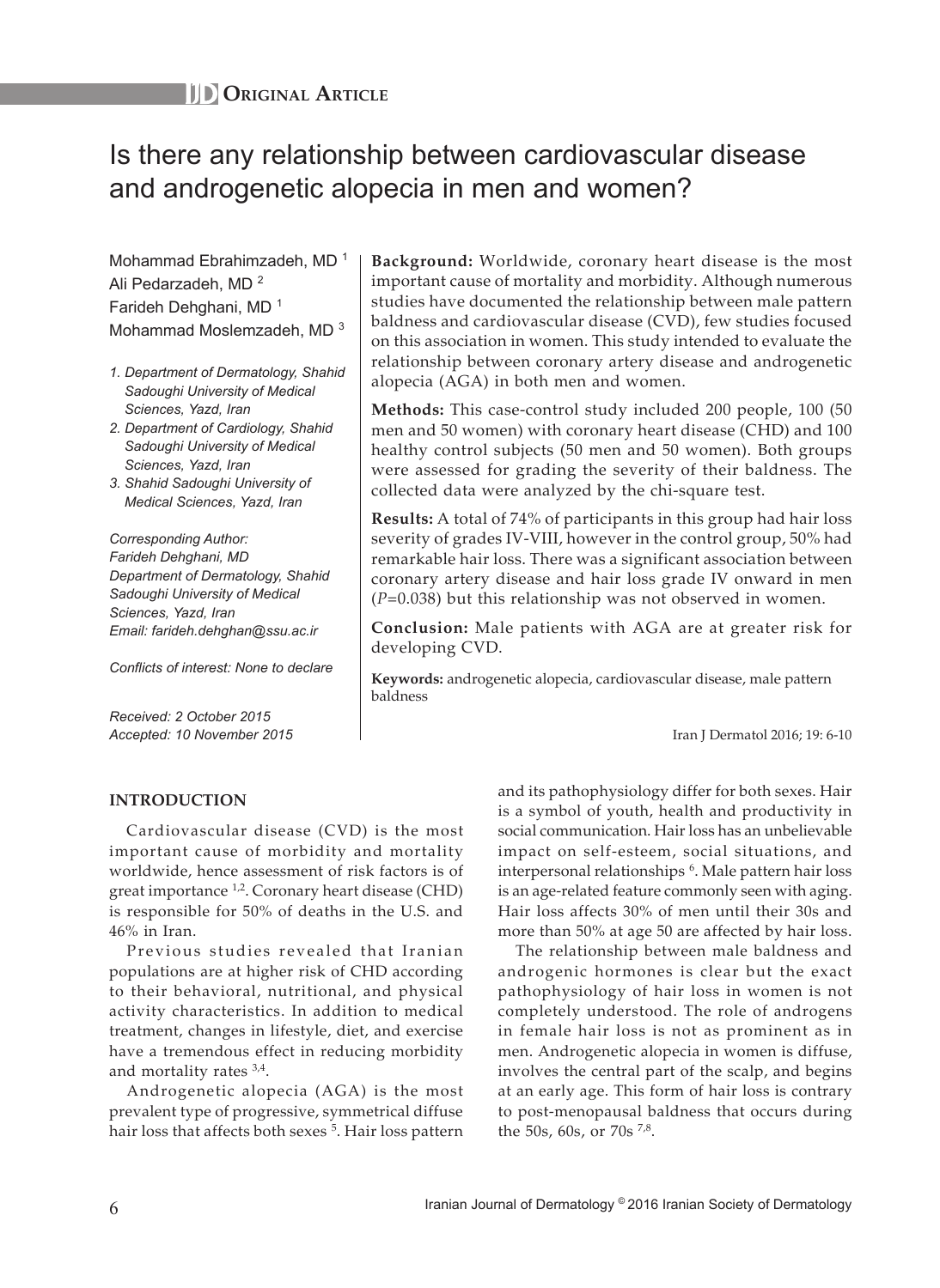**IJD Original Article**

# Is there any relationship between cardiovascular disease and androgenetic alopecia in men and women?

Mohammad Ebrahimzadeh, MD [1]
Ali Pedarzadeh, MD [2]
Farideh Dehghani, MD [1]
Mohammad Moslemzadeh, MD [3]

*1. Department of Dermatology, Shahid Sadoughi University of Medical Sciences, Yazd, Iran*
*2. Department of Cardiology, Shahid Sadoughi University of Medical Sciences, Yazd, Iran*
*3. Shahid Sadoughi University of Medical Sciences, Yazd, Iran*

*Corresponding Author:*
*Farideh Dehghani, MD*
*Department of Dermatology, Shahid Sadoughi University of Medical Sciences, Yazd, Iran*
*Email: farideh.dehghan@ssu.ac.ir*

*Conflicts of interest: None to declare*

*Received: 2 October 2015*
*Accepted: 10 November 2015*

**Background:** Worldwide, coronary heart disease is the most important cause of mortality and morbidity. Although numerous studies have documented the relationship between male pattern baldness and cardiovascular disease (CVD), few studies focused on this association in women. This study intended to evaluate the relationship between coronary artery disease and androgenetic alopecia (AGA) in both men and women.

**Methods:** This case-control study included 200 people, 100 (50 men and 50 women) with coronary heart disease (CHD) and 100 healthy control subjects (50 men and 50 women). Both groups were assessed for grading the severity of their baldness. The collected data were analyzed by the chi-square test.

**Results:** A total of 74% of participants in this group had hair loss severity of grades IV-VIII, however in the control group, 50% had remarkable hair loss. There was a significant association between coronary artery disease and hair loss grade IV onward in men ($P$=0.038) but this relationship was not observed in women.

**Conclusion:** Male patients with AGA are at greater risk for developing CVD.

**Keywords:** androgenetic alopecia, cardiovascular disease, male pattern baldness

## INTRODUCTION

Cardiovascular disease (CVD) is the most important cause of morbidity and mortality worldwide, hence assessment of risk factors is of great importance [1,2]. Coronary heart disease (CHD) is responsible for 50% of deaths in the U.S. and 46% in Iran.

Previous studies revealed that Iranian populations are at higher risk of CHD according to their behavioral, nutritional, and physical activity characteristics. In addition to medical treatment, changes in lifestyle, diet, and exercise have a tremendous effect in reducing morbidity and mortality rates [3,4].

Androgenetic alopecia (AGA) is the most prevalent type of progressive, symmetrical diffuse hair loss that affects both sexes [5]. Hair loss pattern and its pathophysiology differ for both sexes. Hair is a symbol of youth, health and productivity in social communication. Hair loss has an unbelievable impact on self-esteem, social situations, and interpersonal relationships [6]. Male pattern hair loss is an age-related feature commonly seen with aging. Hair loss affects 30% of men until their 30s and more than 50% at age 50 are affected by hair loss.

The relationship between male baldness and androgenic hormones is clear but the exact pathophysiology of hair loss in women is not completely understood. The role of androgens in female hair loss is not as prominent as in men. Androgenetic alopecia in women is diffuse, involves the central part of the scalp, and begins at an early age. This form of hair loss is contrary to post-menopausal baldness that occurs during the 50s, 60s, or 70s [7,8].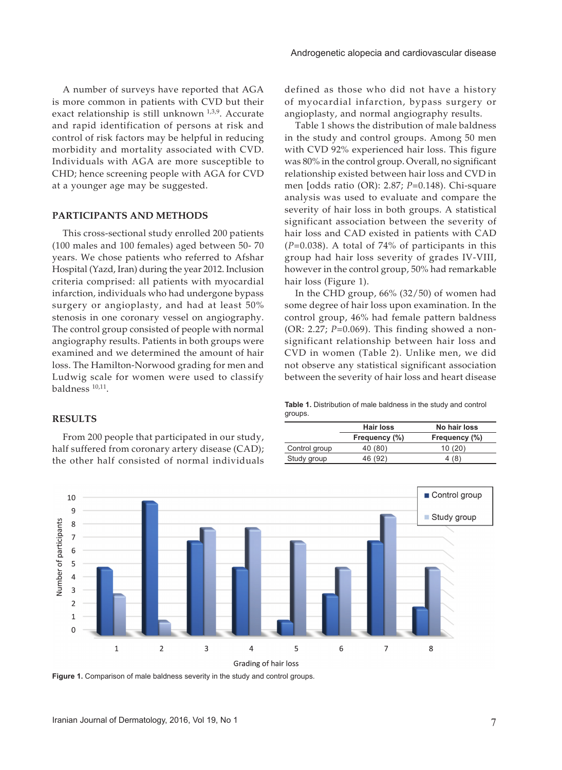A number of surveys have reported that AGA is more common in patients with CVD but their exact relationship is still unknown [1,3,9]. Accurate and rapid identification of persons at risk and control of risk factors may be helpful in reducing morbidity and mortality associated with CVD. Individuals with AGA are more susceptible to CHD; hence screening people with AGA for CVD at a younger age may be suggested.

## PARTICIPANTS AND METHODS

This cross-sectional study enrolled 200 patients (100 males and 100 females) aged between 50- 70 years. We chose patients who referred to Afshar Hospital (Yazd, Iran) during the year 2012. Inclusion criteria comprised: all patients with myocardial infarction, individuals who had undergone bypass surgery or angioplasty, and had at least 50% stenosis in one coronary vessel on angiography. The control group consisted of people with normal angiography results. Patients in both groups were examined and we determined the amount of hair loss. The Hamilton-Norwood grading for men and Ludwig scale for women were used to classify baldness [10,11].

## RESULTS

From 200 people that participated in our study, half suffered from coronary artery disease (CAD); the other half consisted of normal individuals defined as those who did not have a history of myocardial infarction, bypass surgery or angioplasty, and normal angiography results.

Table 1 shows the distribution of male baldness in the study and control groups. Among 50 men with CVD 92% experienced hair loss. This figure was 80% in the control group. Overall, no significant relationship existed between hair loss and CVD in men [odds ratio (OR): 2.87; $P$=0.148). Chi-square analysis was used to evaluate and compare the severity of hair loss in both groups. A statistical significant association between the severity of hair loss and CAD existed in patients with CAD ($P$=0.038). A total of 74% of participants in this group had hair loss severity of grades IV-VIII, however in the control group, 50% had remarkable hair loss (Figure 1).

In the CHD group, 66% (32/50) of women had some degree of hair loss upon examination. In the control group, 46% had female pattern baldness (OR: 2.27; $P$=0.069). This finding showed a non-significant relationship between hair loss and CVD in women (Table 2). Unlike men, we did not observe any statistical significant association between the severity of hair loss and heart disease

**Table 1.** Distribution of male baldness in the study and control groups.

| | Hair loss | No hair loss |
|---|---|---|
| | Frequency (%) | Frequency (%) |
| Control group | 40 (80) | 10 (20) |
| Study group | 46 (92) | 4 (8) |

**Figure 1.** Comparison of male baldness severity in the study and control groups.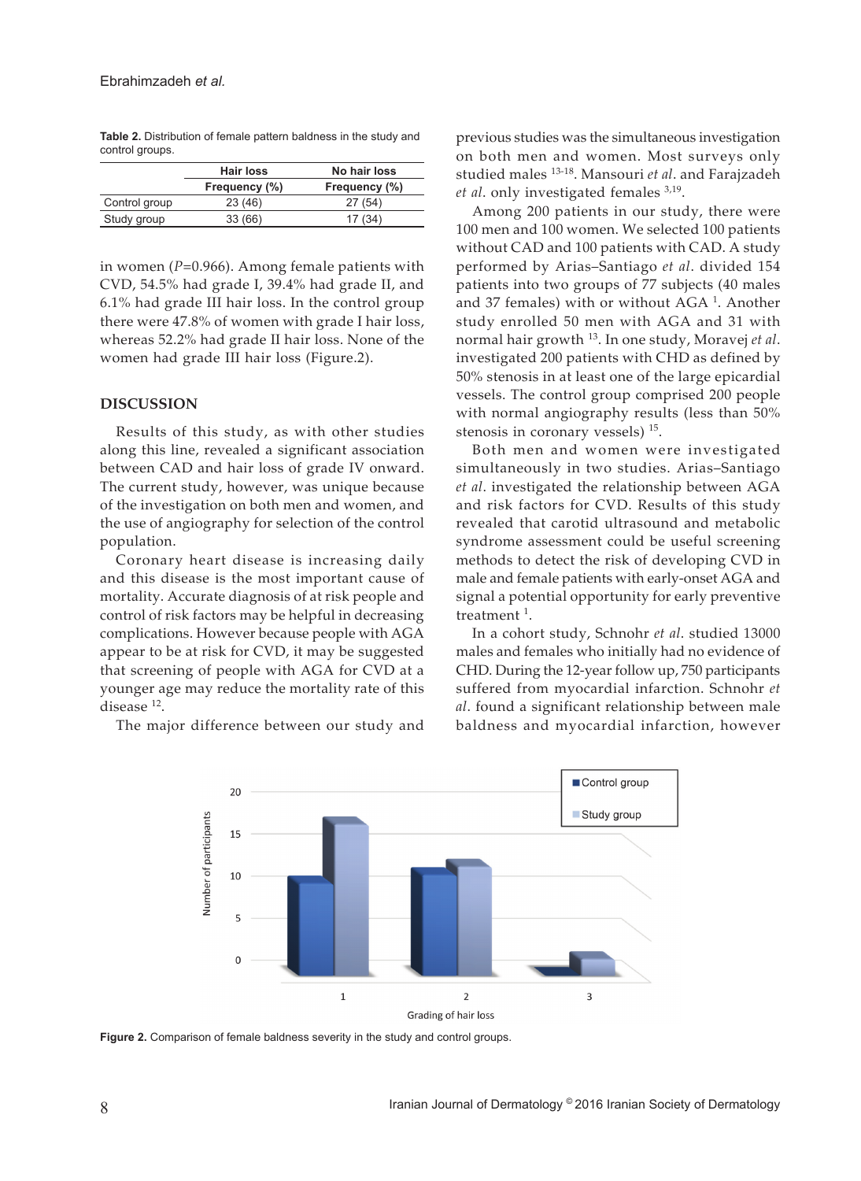**Table 2.** Distribution of female pattern baldness in the study and control groups.

| | Hair loss | No hair loss |
|---|---|---|
| | Frequency (%) | Frequency (%) |
| Control group | 23 (46) | 27 (54) |
| Study group | 33 (66) | 17 (34) |

in women ($P$=0.966). Among female patients with CVD, 54.5% had grade I, 39.4% had grade II, and 6.1% had grade III hair loss. In the control group there were 47.8% of women with grade I hair loss, whereas 52.2% had grade II hair loss. None of the women had grade III hair loss (Figure.2).

## DISCUSSION

Results of this study, as with other studies along this line, revealed a significant association between CAD and hair loss of grade IV onward. The current study, however, was unique because of the investigation on both men and women, and the use of angiography for selection of the control population.

Coronary heart disease is increasing daily and this disease is the most important cause of mortality. Accurate diagnosis of at risk people and control of risk factors may be helpful in decreasing complications. However because people with AGA appear to be at risk for CVD, it may be suggested that screening of people with AGA for CVD at a younger age may reduce the mortality rate of this disease [12].

The major difference between our study and previous studies was the simultaneous investigation on both men and women. Most surveys only studied males [13-18]. Mansouri *et al*. and Farajzadeh *et al*. only investigated females [3,19].

Among 200 patients in our study, there were 100 men and 100 women. We selected 100 patients without CAD and 100 patients with CAD. A study performed by Arias–Santiago *et al*. divided 154 patients into two groups of 77 subjects (40 males and 37 females) with or without AGA [1]. Another study enrolled 50 men with AGA and 31 with normal hair growth [13]. In one study, Moravej *et al*. investigated 200 patients with CHD as defined by 50% stenosis in at least one of the large epicardial vessels. The control group comprised 200 people with normal angiography results (less than 50% stenosis in coronary vessels) [15].

Both men and women were investigated simultaneously in two studies. Arias–Santiago *et al*. investigated the relationship between AGA and risk factors for CVD. Results of this study revealed that carotid ultrasound and metabolic syndrome assessment could be useful screening methods to detect the risk of developing CVD in male and female patients with early-onset AGA and signal a potential opportunity for early preventive treatment [1].

In a cohort study, Schnohr *et al*. studied 13000 males and females who initially had no evidence of CHD. During the 12-year follow up, 750 participants suffered from myocardial infarction. Schnohr *et al*. found a significant relationship between male baldness and myocardial infarction, however

**Figure 2.** Comparison of female baldness severity in the study and control groups.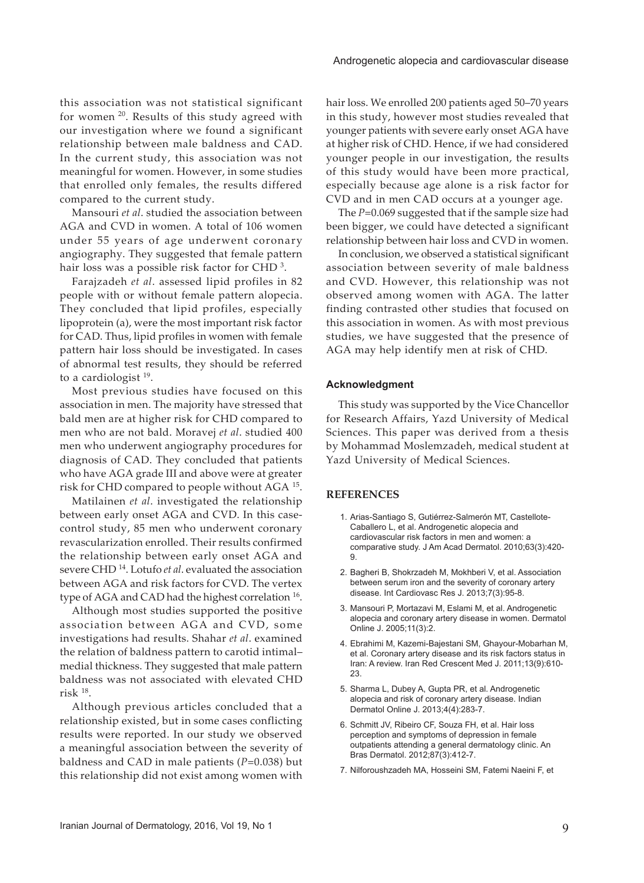this association was not statistical significant for women [20]. Results of this study agreed with our investigation where we found a significant relationship between male baldness and CAD. In the current study, this association was not meaningful for women. However, in some studies that enrolled only females, the results differed compared to the current study.

Mansouri *et al.* studied the association between AGA and CVD in women. A total of 106 women under 55 years of age underwent coronary angiography. They suggested that female pattern hair loss was a possible risk factor for CHD [3].

Farajzadeh *et al.* assessed lipid profiles in 82 people with or without female pattern alopecia. They concluded that lipid profiles, especially lipoprotein (a), were the most important risk factor for CAD. Thus, lipid profiles in women with female pattern hair loss should be investigated. In cases of abnormal test results, they should be referred to a cardiologist [19].

Most previous studies have focused on this association in men. The majority have stressed that bald men are at higher risk for CHD compared to men who are not bald. Moravej *et al*. studied 400 men who underwent angiography procedures for diagnosis of CAD. They concluded that patients who have AGA grade III and above were at greater risk for CHD compared to people without AGA [15].

Matilainen *et al*. investigated the relationship between early onset AGA and CVD. In this case-control study, 85 men who underwent coronary revascularization enrolled. Their results confirmed the relationship between early onset AGA and severe CHD [14]. Lotufo *et al*. evaluated the association between AGA and risk factors for CVD. The vertex type of AGA and CAD had the highest correlation [16].

Although most studies supported the positive association between AGA and CVD, some investigations had results. Shahar *et al*. examined the relation of baldness pattern to carotid intimal–medial thickness. They suggested that male pattern baldness was not associated with elevated CHD risk [18].

Although previous articles concluded that a relationship existed, but in some cases conflicting results were reported. In our study we observed a meaningful association between the severity of baldness and CAD in male patients ($P$=0.038) but this relationship did not exist among women with hair loss. We enrolled 200 patients aged 50–70 years in this study, however most studies revealed that younger patients with severe early onset AGA have at higher risk of CHD. Hence, if we had considered younger people in our investigation, the results of this study would have been more practical, especially because age alone is a risk factor for CVD and in men CAD occurs at a younger age.

The $P$=0.069 suggested that if the sample size had been bigger, we could have detected a significant relationship between hair loss and CVD in women.

In conclusion, we observed a statistical significant association between severity of male baldness and CVD. However, this relationship was not observed among women with AGA. The latter finding contrasted other studies that focused on this association in women. As with most previous studies, we have suggested that the presence of AGA may help identify men at risk of CHD.

### Acknowledgment

This study was supported by the Vice Chancellor for Research Affairs, Yazd University of Medical Sciences. This paper was derived from a thesis by Mohammad Moslemzadeh, medical student at Yazd University of Medical Sciences.

## REFERENCES

1. Arias-Santiago S, Gutiérrez-Salmerón MT, Castellote-Caballero L, et al. Androgenetic alopecia and cardiovascular risk factors in men and women: a comparative study. J Am Acad Dermatol. 2010;63(3):420-9.
2. Bagheri B, Shokrzadeh M, Mokhberi V, et al. Association between serum iron and the severity of coronary artery disease. Int Cardiovasc Res J. 2013;7(3):95-8.
3. Mansouri P, Mortazavi M, Eslami M, et al. Androgenetic alopecia and coronary artery disease in women. Dermatol Online J. 2005;11(3):2.
4. Ebrahimi M, Kazemi-Bajestani SM, Ghayour-Mobarhan M, et al. Coronary artery disease and its risk factors status in Iran: A review. Iran Red Crescent Med J. 2011;13(9):610-23.
5. Sharma L, Dubey A, Gupta PR, et al. Androgenetic alopecia and risk of coronary artery disease. Indian Dermatol Online J. 2013;4(4):283-7.
6. Schmitt JV, Ribeiro CF, Souza FH, et al. Hair loss perception and symptoms of depression in female outpatients attending a general dermatology clinic. An Bras Dermatol. 2012;87(3):412-7.
7. Nilforoushzadeh MA, Hosseini SM, Fatemi Naeini F, et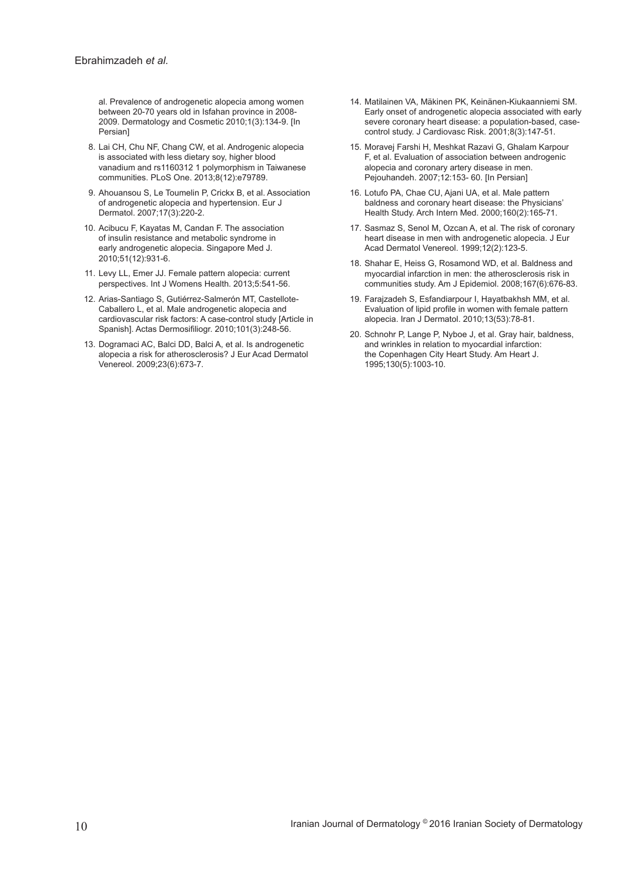al. Prevalence of androgenetic alopecia among women between 20-70 years old in Isfahan province in 2008-2009. Dermatology and Cosmetic 2010;1(3):134-9. [In Persian]

8. Lai CH, Chu NF, Chang CW, et al. Androgenic alopecia is associated with less dietary soy, higher blood vanadium and rs1160312 1 polymorphism in Taiwanese communities. PLoS One. 2013;8(12):e79789.
9. Ahouansou S, Le Toumelin P, Crickx B, et al. Association of androgenetic alopecia and hypertension. Eur J Dermatol. 2007;17(3):220-2.
10. Acibucu F, Kayatas M, Candan F. The association of insulin resistance and metabolic syndrome in early androgenetic alopecia. Singapore Med J. 2010;51(12):931-6.
11. Levy LL, Emer JJ. Female pattern alopecia: current perspectives. Int J Womens Health. 2013;5:541-56.
12. Arias-Santiago S, Gutiérrez-Salmerón MT, Castellote-Caballero L, et al. Male androgenetic alopecia and cardiovascular risk factors: A case-control study [Article in Spanish]. Actas Dermosifiliogr. 2010;101(3):248-56.
13. Dogramaci AC, Balci DD, Balci A, et al. Is androgenetic alopecia a risk for atherosclerosis? J Eur Acad Dermatol Venereol. 2009;23(6):673-7.
14. Matilainen VA, Mäkinen PK, Keinänen-Kiukaanniemi SM. Early onset of androgenetic alopecia associated with early severe coronary heart disease: a population-based, case-control study. J Cardiovasc Risk. 2001;8(3):147-51.
15. Moravej Farshi H, Meshkat Razavi G, Ghalam Karpour F, et al. Evaluation of association between androgenic alopecia and coronary artery disease in men. Pejouhandeh. 2007;12:153- 60. [In Persian]
16. Lotufo PA, Chae CU, Ajani UA, et al. Male pattern baldness and coronary heart disease: the Physicians' Health Study. Arch Intern Med. 2000;160(2):165-71.
17. Sasmaz S, Senol M, Ozcan A, et al. The risk of coronary heart disease in men with androgenetic alopecia. J Eur Acad Dermatol Venereol. 1999;12(2):123-5.
18. Shahar E, Heiss G, Rosamond WD, et al. Baldness and myocardial infarction in men: the atherosclerosis risk in communities study. Am J Epidemiol. 2008;167(6):676-83.
19. Farajzadeh S, Esfandiarpour I, Hayatbakhsh MM, et al. Evaluation of lipid profile in women with female pattern alopecia. Iran J Dermatol. 2010;13(53):78-81.
20. Schnohr P, Lange P, Nyboe J, et al. Gray hair, baldness, and wrinkles in relation to myocardial infarction: the Copenhagen City Heart Study. Am Heart J. 1995;130(5):1003-10.